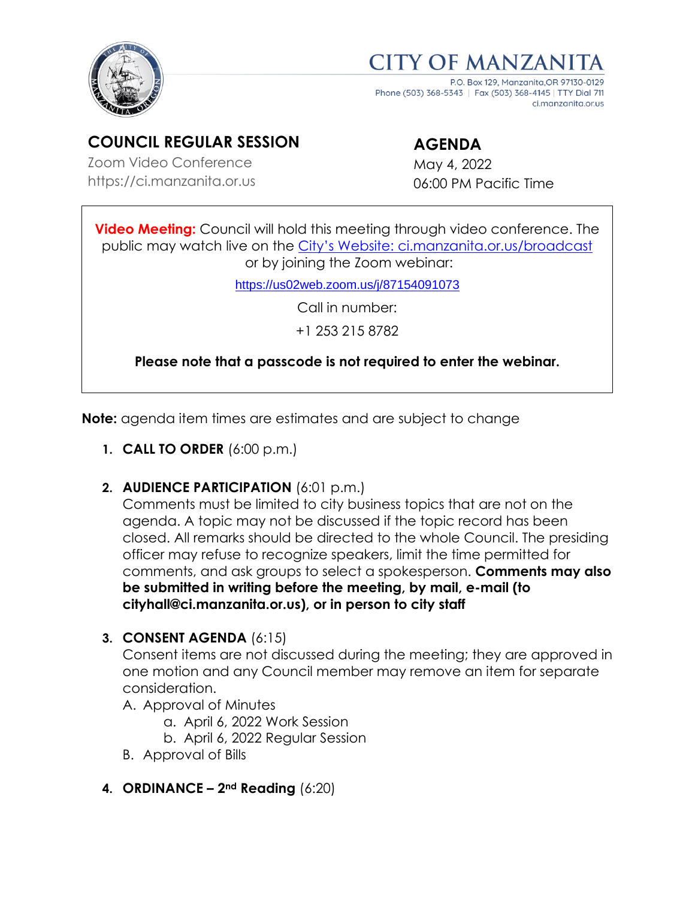# CITY OF MANZANITA

P.O. Box 129, Manzanita,OR 97130-0129
Phone (503) 368-5343 | Fax (503) 368-4145 | TTY Dial 711
ci.manzanita.or.us

## COUNCIL REGULAR SESSION

Zoom Video Conference
https://ci.manzanita.or.us

## AGENDA

May 4, 2022
06:00 PM Pacific Time

**Video Meeting:** Council will hold this meeting through video conference. The public may watch live on the [City's Website: ci.manzanita.or.us/broadcast](ci.manzanita.or.us/broadcast) or by joining the Zoom webinar:

https://us02web.zoom.us/j/87154091073

Call in number:

+1 253 215 8782

**Please note that a passcode is not required to enter the webinar.**

**Note:** agenda item times are estimates and are subject to change

1. **CALL TO ORDER** (6:00 p.m.)

2. **AUDIENCE PARTICIPATION** (6:01 p.m.)
   Comments must be limited to city business topics that are not on the agenda. A topic may not be discussed if the topic record has been closed. All remarks should be directed to the whole Council. The presiding officer may refuse to recognize speakers, limit the time permitted for comments, and ask groups to select a spokesperson. **Comments may also be submitted in writing before the meeting, by mail, e-mail (to cityhall@ci.manzanita.or.us), or in person to city staff**

3. **CONSENT AGENDA** (6:15)
   Consent items are not discussed during the meeting; they are approved in one motion and any Council member may remove an item for separate consideration.
   A. Approval of Minutes
      a. April 6, 2022 Work Session
      b. April 6, 2022 Regular Session
   B. Approval of Bills

4. **ORDINANCE – 2nd Reading** (6:20)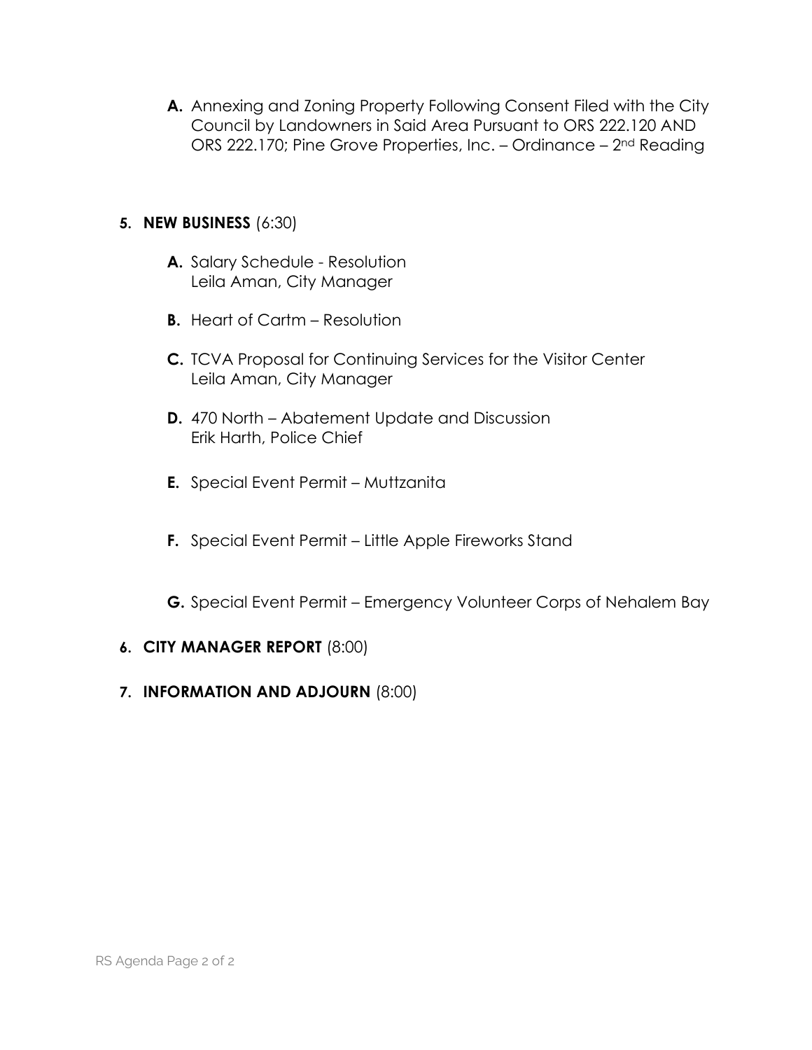**A.** Annexing and Zoning Property Following Consent Filed with the City Council by Landowners in Said Area Pursuant to ORS 222.120 AND ORS 222.170; Pine Grove Properties, Inc. – Ordinance – 2nd Reading

**5. NEW BUSINESS** (6:30)

**A.** Salary Schedule - Resolution
Leila Aman, City Manager

**B.** Heart of Cartm – Resolution

**C.** TCVA Proposal for Continuing Services for the Visitor Center
Leila Aman, City Manager

**D.** 470 North – Abatement Update and Discussion
Erik Harth, Police Chief

**E.** Special Event Permit – Muttzanita

**F.** Special Event Permit – Little Apple Fireworks Stand

**G.** Special Event Permit – Emergency Volunteer Corps of Nehalem Bay

**6. CITY MANAGER REPORT** (8:00)

**7. INFORMATION AND ADJOURN** (8:00)